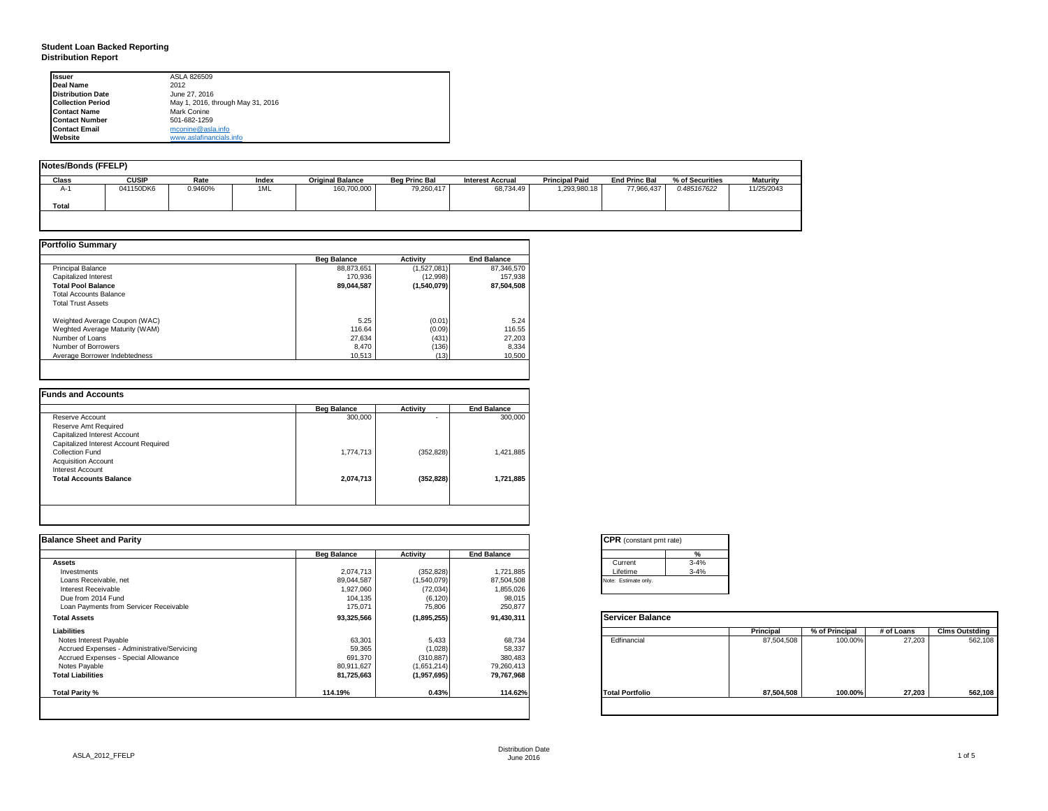**Student Loan Backed Reporting**
**Distribution Report**

| | |
|---|---|
| **Issuer** | ASLA 826509 |
| **Deal Name** | 2012 |
| **Distribution Date** | June 27, 2016 |
| **Collection Period** | May 1, 2016, through May 31, 2016 |
| **Contact Name** | Mark Conine |
| **Contact Number** | 501-682-1259 |
| **Contact Email** | mconine@asla.info |
| **Website** | www.aslafinancials.info |

## Notes/Bonds (FFELP)

| Class | CUSIP | Rate | Index | Original Balance | Beg Princ Bal | Interest Accrual | Principal Paid | End Princ Bal | % of Securities | Maturity |
|---|---|---|---|---|---|---|---|---|---|---|
| A-1 | 041150DK6 | 0.9460% | 1ML | 160,700,000 | 79,260,417 | 68,734.49 | 1,293,980.18 | 77,966,437 | *0.485167622* | 11/25/2043 |
| **Total** | | | | | | | | | | |

## Portfolio Summary

| | Beg Balance | Activity | End Balance |
|---|---|---|---|
| Principal Balance | 88,873,651 | (1,527,081) | 87,346,570 |
| Capitalized Interest | 170,936 | (12,998) | 157,938 |
| **Total Pool Balance** | **89,044,587** | **(1,540,079)** | **87,504,508** |
| Total Accounts Balance | | | |
| Total Trust Assets | | | |
| | | | |
| Weighted Average Coupon (WAC) | 5.25 | (0.01) | 5.24 |
| Weghted Average Maturity (WAM) | 116.64 | (0.09) | 116.55 |
| Number of Loans | 27,634 | (431) | 27,203 |
| Number of Borrowers | 8,470 | (136) | 8,334 |
| Average Borrower Indebtedness | 10,513 | (13) | 10,500 |

## Funds and Accounts

| | Beg Balance | Activity | End Balance |
|---|---|---|---|
| Reserve Account | 300,000 | - | 300,000 |
| Reserve Amt Required | | | |
| Capitalized Interest Account | | | |
| Capitalized Interest Account Required | | | |
| Collection Fund | 1,774,713 | (352,828) | 1,421,885 |
| Acquisition Account | | | |
| Interest Account | | | |
| **Total Accounts Balance** | **2,074,713** | **(352,828)** | **1,721,885** |

## Balance Sheet and Parity

| | Beg Balance | Activity | End Balance |
|---|---|---|---|
| **Assets** | | | |
| Investments | 2,074,713 | (352,828) | 1,721,885 |
| Loans Receivable, net | 89,044,587 | (1,540,079) | 87,504,508 |
| Interest Receivable | 1,927,060 | (72,034) | 1,855,026 |
| Due from 2014 Fund | 104,135 | (6,120) | 98,015 |
| Loan Payments from Servicer Receivable | 175,071 | 75,806 | 250,877 |
| **Total Assets** | **93,325,566** | **(1,895,255)** | **91,430,311** |
| **Liabilities** | | | |
| Notes Interest Payable | 63,301 | 5,433 | 68,734 |
| Accrued Expenses - Administrative/Servicing | 59,365 | (1,028) | 58,337 |
| Accrued Expenses - Special Allowance | 691,370 | (310,887) | 380,483 |
| Notes Payable | 80,911,627 | (1,651,214) | 79,260,413 |
| **Total Liabilities** | **81,725,663** | **(1,957,695)** | **79,767,968** |
| | | | |
| **Total Parity %** | **114.19%** | **0.43%** | **114.62%** |

## CPR (constant pmt rate)

| | % |
|---|---|
| Current | 3-4% |
| Lifetime | 3-4% |

Note: Estimate only.

## Servicer Balance

| | Principal | % of Principal | # of Loans | Clms Outstding |
|---|---|---|---|---|
| Edfinancial | 87,504,508 | 100.00% | 27,203 | 562,108 |
| **Total Portfolio** | **87,504,508** | **100.00%** | **27,203** | **562,108** |

Distribution Date
June 2016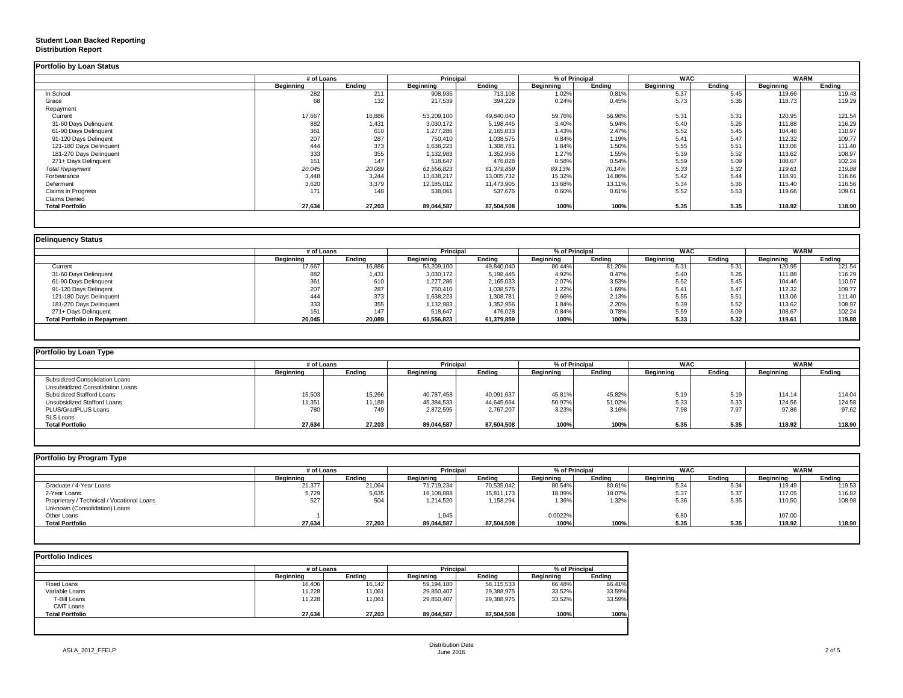**Student Loan Backed Reporting**
**Distribution Report**

## Portfolio by Loan Status

| | # of Loans | | Principal | | % of Principal | | WAC | | WARM | |
|---|---|---|---|---|---|---|---|---|---|---|
| | Beginning | Ending | Beginning | Ending | Beginning | Ending | Beginning | Ending | Beginning | Ending |
| In School | 282 | 211 | 908,935 | 713,108 | 1.02% | 0.81% | 5.37 | 5.45 | 119.66 | 119.43 |
| Grace | 68 | 132 | 217,539 | 394,229 | 0.24% | 0.45% | 5.73 | 5.36 | 118.73 | 119.29 |
| Repayment | | | | | | | | | | |
| Current | 17,667 | 16,886 | 53,209,100 | 49,840,040 | 59.76% | 56.96% | 5.31 | 5.31 | 120.95 | 121.54 |
| 31-60 Days Delinquent | 882 | 1,431 | 3,030,172 | 5,198,445 | 3.40% | 5.94% | 5.40 | 5.26 | 111.88 | 116.29 |
| 61-90 Days Delinquent | 361 | 610 | 1,277,286 | 2,165,033 | 1.43% | 2.47% | 5.52 | 5.45 | 104.46 | 110.97 |
| 91-120 Days Delingent | 207 | 287 | 750,410 | 1,038,575 | 0.84% | 1.19% | 5.41 | 5.47 | 112.32 | 109.77 |
| 121-180 Days Delinquent | 444 | 373 | 1,638,223 | 1,308,781 | 1.84% | 1.50% | 5.55 | 5.51 | 113.06 | 111.40 |
| 181-270 Days Delinquent | 333 | 355 | 1,132,983 | 1,352,956 | 1.27% | 1.55% | 5.39 | 5.52 | 113.62 | 108.97 |
| 271+ Days Delinquent | 151 | 147 | 518,647 | 476,028 | 0.58% | 0.54% | 5.59 | 5.09 | 108.67 | 102.24 |
| *Total Repayment* | *20,045* | *20,089* | *61,556,823* | *61,379,859* | *69.13%* | *70.14%* | *5.33* | *5.32* | *119.61* | *119.88* |
| Forbearance | 3,448 | 3,244 | 13,638,217 | 13,005,732 | 15.32% | 14.86% | 5.42 | 5.44 | 118.91 | 116.66 |
| Deferment | 3,620 | 3,379 | 12,185,012 | 11,473,905 | 13.68% | 13.11% | 5.34 | 5.36 | 115.40 | 116.56 |
| Claims in Progress | 171 | 148 | 538,061 | 537,676 | 0.60% | 0.61% | 5.52 | 5.53 | 119.66 | 109.61 |
| Claims Denied | | | | | | | | | | |
| **Total Portfolio** | **27,634** | **27,203** | **89,044,587** | **87,504,508** | **100%** | **100%** | **5.35** | **5.35** | **118.92** | **118.90** |

## Delinquency Status

| | # of Loans | | Principal | | % of Principal | | WAC | | WARM | |
|---|---|---|---|---|---|---|---|---|---|---|
| | Beginning | Ending | Beginning | Ending | Beginning | Ending | Beginning | Ending | Beginning | Ending |
| Current | 17,667 | 16,886 | 53,209,100 | 49,840,040 | 86.44% | 81.20% | 5.31 | 5.31 | 120.95 | 121.54 |
| 31-60 Days Delinquent | 882 | 1,431 | 3,030,172 | 5,198,445 | 4.92% | 8.47% | 5.40 | 5.26 | 111.88 | 116.29 |
| 61-90 Days Delinquent | 361 | 610 | 1,277,286 | 2,165,033 | 2.07% | 3.53% | 5.52 | 5.45 | 104.46 | 110.97 |
| 91-120 Days Delingent | 207 | 287 | 750,410 | 1,038,575 | 1.22% | 1.69% | 5.41 | 5.47 | 112.32 | 109.77 |
| 121-180 Days Delinquent | 444 | 373 | 1,638,223 | 1,308,781 | 2.66% | 2.13% | 5.55 | 5.51 | 113.06 | 111.40 |
| 181-270 Days Delinquent | 333 | 355 | 1,132,983 | 1,352,956 | 1.84% | 2.20% | 5.39 | 5.52 | 113.62 | 108.97 |
| 271+ Days Delinquent | 151 | 147 | 518,647 | 476,028 | 0.84% | 0.78% | 5.59 | 5.09 | 108.67 | 102.24 |
| **Total Portfolio in Repayment** | **20,045** | **20,089** | **61,556,823** | **61,379,859** | **100%** | **100%** | **5.33** | **5.32** | **119.61** | **119.88** |

## Portfolio by Loan Type

| | # of Loans | | Principal | | % of Principal | | WAC | | WARM | |
|---|---|---|---|---|---|---|---|---|---|---|
| | Beginning | Ending | Beginning | Ending | Beginning | Ending | Beginning | Ending | Beginning | Ending |
| Subsidized Consolidation Loans | | | | | | | | | | |
| Unsubsidized Consolidation Loans | | | | | | | | | | |
| Subsidized Stafford Loans | 15,503 | 15,266 | 40,787,458 | 40,091,637 | 45.81% | 45.82% | 5.19 | 5.19 | 114.14 | 114.04 |
| Unsubsidized Stafford Loans | 11,351 | 11,188 | 45,384,533 | 44,645,664 | 50.97% | 51.02% | 5.33 | 5.33 | 124.56 | 124.58 |
| PLUS/GradPLUS Loans | 780 | 749 | 2,872,595 | 2,767,207 | 3.23% | 3.16% | 7.98 | 7.97 | 97.86 | 97.62 |
| SLS Loans | | | | | | | | | | |
| **Total Portfolio** | **27,634** | **27,203** | **89,044,587** | **87,504,508** | **100%** | **100%** | **5.35** | **5.35** | **118.92** | **118.90** |

## Portfolio by Program Type

| | # of Loans | | Principal | | % of Principal | | WAC | | WARM | |
|---|---|---|---|---|---|---|---|---|---|---|
| | Beginning | Ending | Beginning | Ending | Beginning | Ending | Beginning | Ending | Beginning | Ending |
| Graduate / 4-Year Loans | 21,377 | 21,064 | 71,719,234 | 70,535,042 | 80.54% | 80.61% | 5.34 | 5.34 | 119.49 | 119.53 |
| 2-Year Loans | 5,729 | 5,635 | 16,108,888 | 15,811,173 | 18.09% | 18.07% | 5.37 | 5.37 | 117.05 | 116.82 |
| Proprietary / Technical / Vocational Loans | 527 | 504 | 1,214,520 | 1,158,294 | 1.36% | 1.32% | 5.36 | 5.35 | 110.50 | 108.98 |
| Unknown (Consolidation) Loans | | | | | | | | | | |
| Other Loans | 1 | | 1,945 | | 0.0022% | | 6.80 | | 107.00 | |
| **Total Portfolio** | **27,634** | **27,203** | **89,044,587** | **87,504,508** | **100%** | **100%** | **5.35** | **5.35** | **118.92** | **118.90** |

## Portfolio Indices

| | # of Loans | | Principal | | % of Principal | |
|---|---|---|---|---|---|---|
| | Beginning | Ending | Beginning | Ending | Beginning | Ending |
| Fixed Loans | 16,406 | 16,142 | 59,194,180 | 58,115,533 | 66.48% | 66.41% |
| Variable Loans | 11,228 | 11,061 | 29,850,407 | 29,388,975 | 33.52% | 33.59% |
| T-Bill Loans | 11,228 | 11,061 | 29,850,407 | 29,388,975 | 33.52% | 33.59% |
| CMT Loans | | | | | | |
| **Total Portfolio** | **27,634** | **27,203** | **89,044,587** | **87,504,508** | **100%** | **100%** |

ASLA_2012_FFELP

Distribution Date
June 2016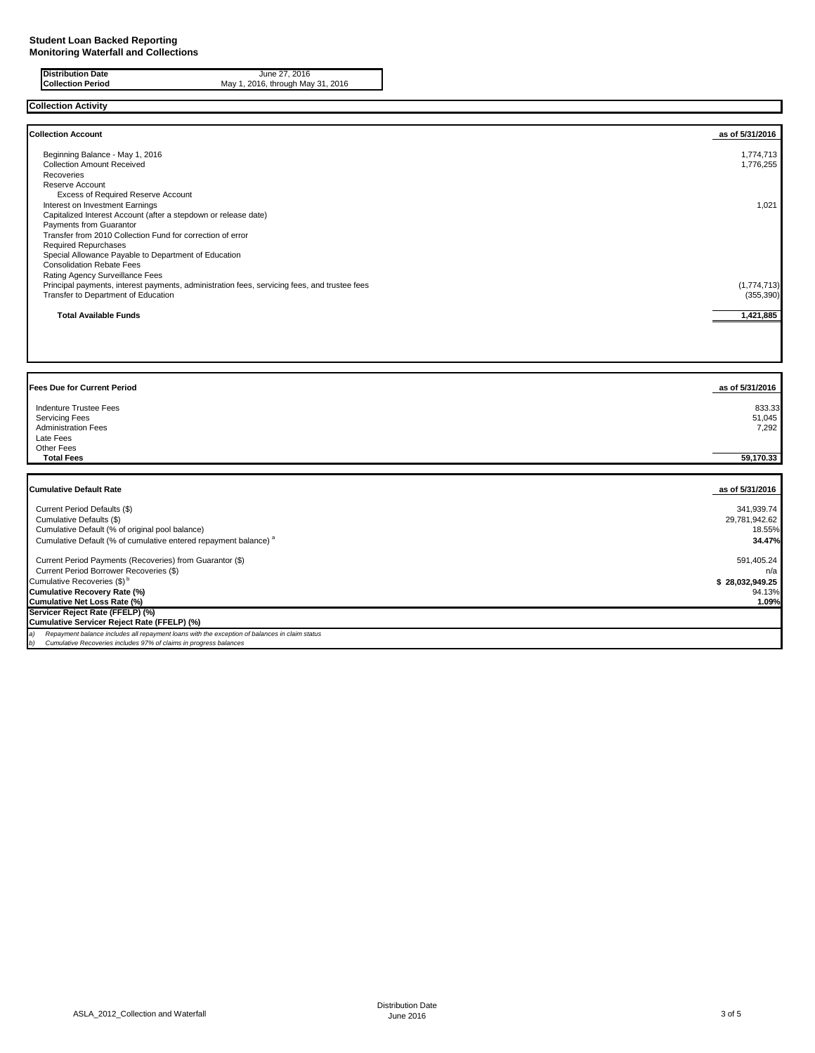**Student Loan Backed Reporting**
**Monitoring Waterfall and Collections**

| | |
|---|---|
| **Distribution Date** | June 27, 2016 |
| **Collection Period** | May 1, 2016, through May 31, 2016 |

## Collection Activity

| **Collection Account** | **as of 5/31/2016** |
|---|---|
| Beginning Balance - May 1, 2016 | 1,774,713 |
| Collection Amount Received | 1,776,255 |
| Recoveries | |
| Reserve Account | |
| Excess of Required Reserve Account | |
| Interest on Investment Earnings | 1,021 |
| Capitalized Interest Account (after a stepdown or release date) | |
| Payments from Guarantor | |
| Transfer from 2010 Collection Fund for correction of error | |
| Required Repurchases | |
| Special Allowance Payable to Department of Education | |
| Consolidation Rebate Fees | |
| Rating Agency Surveillance Fees | |
| Principal payments, interest payments, administration fees, servicing fees, and trustee fees | (1,774,713) |
| Transfer to Department of Education | (355,390) |
| **Total Available Funds** | **1,421,885** |

| **Fees Due for Current Period** | **as of 5/31/2016** |
|---|---|
| Indenture Trustee Fees | 833.33 |
| Servicing Fees | 51,045 |
| Administration Fees | 7,292 |
| Late Fees | |
| Other Fees | |
| **Total Fees** | **59,170.33** |

| **Cumulative Default Rate** | **as of 5/31/2016** |
|---|---|
| Current Period Defaults ($) | 341,939.74 |
| Cumulative Defaults ($) | 29,781,942.62 |
| Cumulative Default (% of original pool balance) | 18.55% |
| Cumulative Default (% of cumulative entered repayment balance) [a] | **34.47%** |
| Current Period Payments (Recoveries) from Guarantor ($) | 591,405.24 |
| Current Period Borrower Recoveries ($) | n/a |
| Cumulative Recoveries ($) [b] | **$ 28,032,949.25** |
| **Cumulative Recovery Rate (%)** | 94.13% |
| **Cumulative Net Loss Rate (%)** | **1.09%** |
| **Servicer Reject Rate (FFELP) (%)** | |
| **Cumulative Servicer Reject Rate (FFELP) (%)** | |

*a) Repayment balance includes all repayment loans with the exception of balances in claim status*
*b) Cumulative Recoveries includes 97% of claims in progress balances*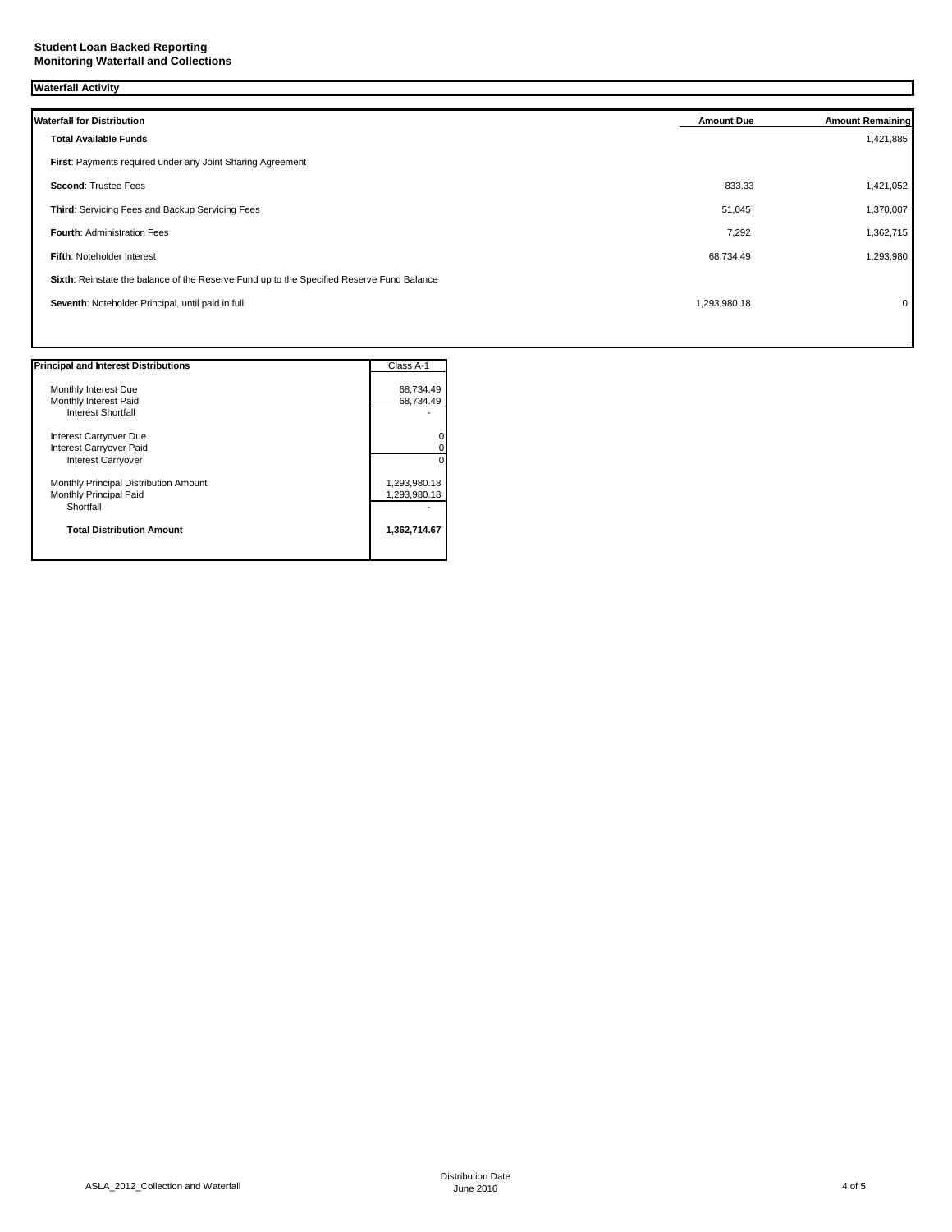**Student Loan Backed Reporting**
**Monitoring Waterfall and Collections**

## Waterfall Activity

| Waterfall for Distribution | Amount Due | Amount Remaining |
|---|---|---|
| **Total Available Funds** | | 1,421,885 |
| **First**: Payments required under any Joint Sharing Agreement | | |
| **Second**: Trustee Fees | 833.33 | 1,421,052 |
| **Third**: Servicing Fees and Backup Servicing Fees | 51,045 | 1,370,007 |
| **Fourth**: Administration Fees | 7,292 | 1,362,715 |
| **Fifth**: Noteholder Interest | 68,734.49 | 1,293,980 |
| **Sixth**: Reinstate the balance of the Reserve Fund up to the Specified Reserve Fund Balance | | |
| **Seventh**: Noteholder Principal, until paid in full | 1,293,980.18 | 0 |

| Principal and Interest Distributions | Class A-1 |
|---|---|
| Monthly Interest Due | 68,734.49 |
| Monthly Interest Paid | 68,734.49 |
| Interest Shortfall | - |
| Interest Carryover Due | 0 |
| Interest Carryover Paid | 0 |
| Interest Carryover | 0 |
| Monthly Principal Distribution Amount | 1,293,980.18 |
| Monthly Principal Paid | 1,293,980.18 |
| Shortfall | - |
| **Total Distribution Amount** | **1,362,714.67** |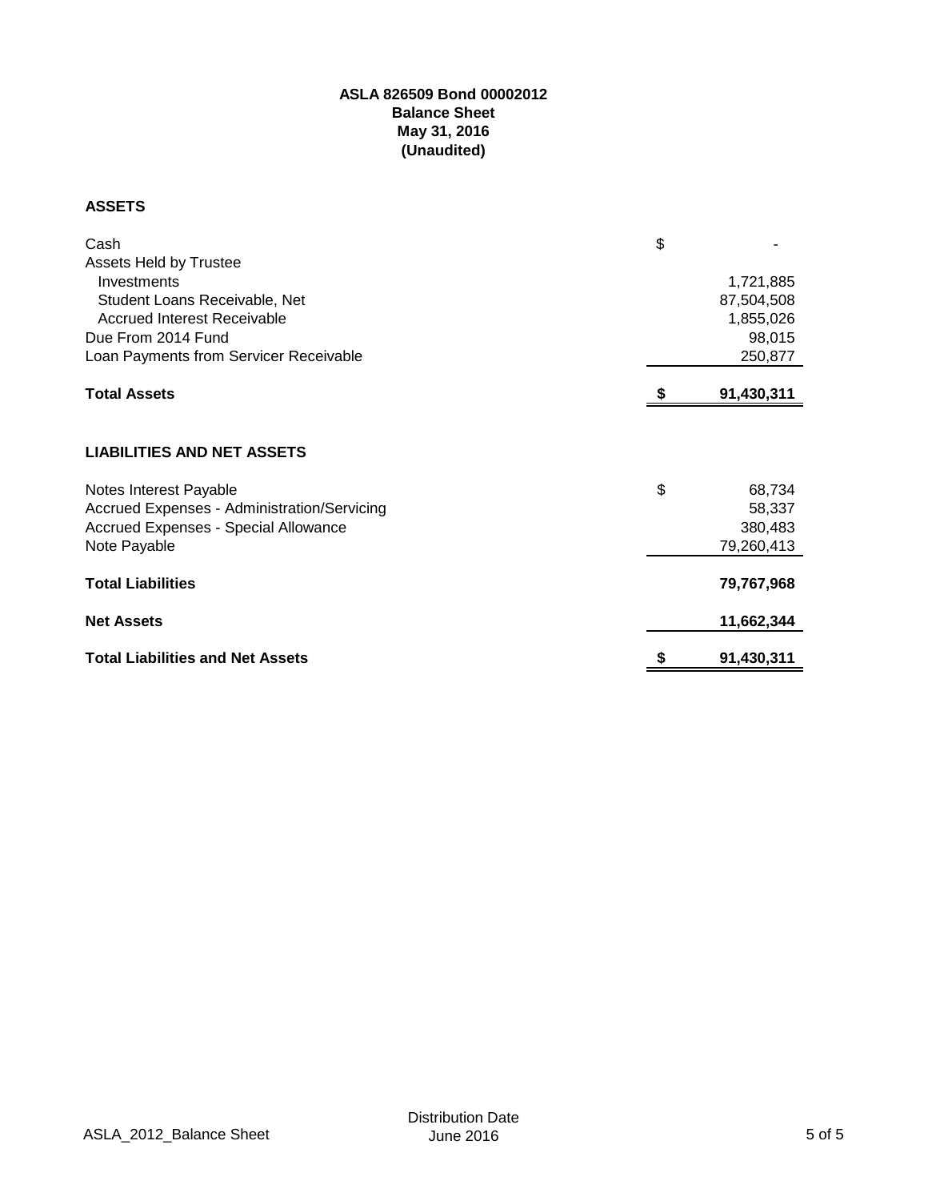**ASLA 826509 Bond 00002012**
**Balance Sheet**
**May 31, 2016**
**(Unaudited)**

**ASSETS**

| | | |
|---|---|---|
| Cash | $ | - |
| Assets Held by Trustee | | |
| Investments | | 1,721,885 |
| Student Loans Receivable, Net | | 87,504,508 |
| Accrued Interest Receivable | | 1,855,026 |
| Due From 2014 Fund | | 98,015 |
| Loan Payments from Servicer Receivable | | 250,877 |
| **Total Assets** | **$** | **91,430,311** |

**LIABILITIES AND NET ASSETS**

| | | |
|---|---|---|
| Notes Interest Payable | $ | 68,734 |
| Accrued Expenses - Administration/Servicing | | 58,337 |
| Accrued Expenses - Special Allowance | | 380,483 |
| Note Payable | | 79,260,413 |
| **Total Liabilities** | | **79,767,968** |
| **Net Assets** | | **11,662,344** |
| **Total Liabilities and Net Assets** | **$** | **91,430,311** |